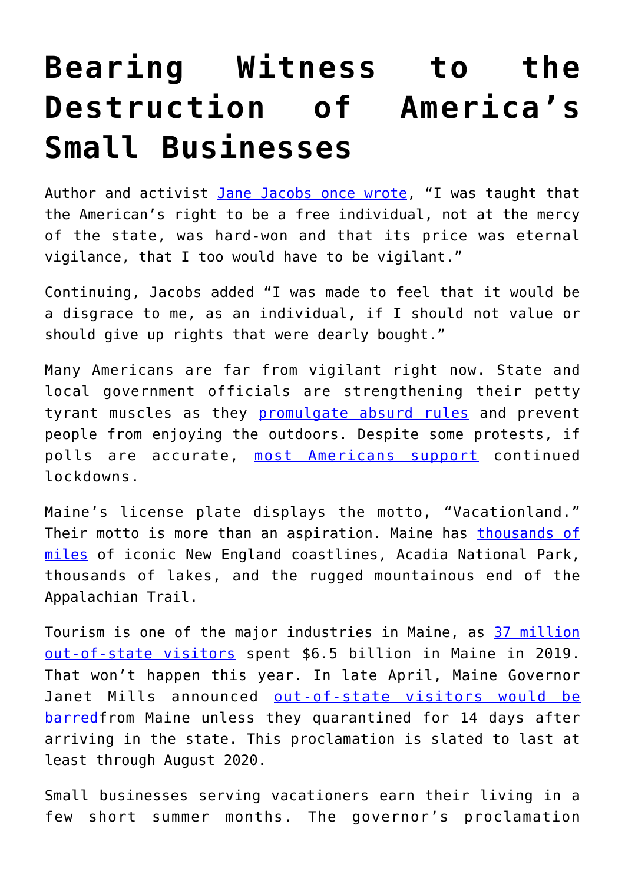# Bearing Witness to the Destruction of America's Small Businesses

Author and activist Jane Jacobs once wrote, "I was taught that the American's right to be a free individual, not at the mercy of the state, was hard-won and that its price was eternal vigilance, that I too would have to be vigilant."

Continuing, Jacobs added "I was made to feel that it would be a disgrace to me, as an individual, if I should not value or should give up rights that were dearly bought."

Many Americans are far from vigilant right now. State and local government officials are strengthening their petty tyrant muscles as they promulgate absurd rules and prevent people from enjoying the outdoors. Despite some protests, if polls are accurate, most Americans support continued lockdowns.

Maine's license plate displays the motto, "Vacationland." Their motto is more than an aspiration. Maine has thousands of miles of iconic New England coastlines, Acadia National Park, thousands of lakes, and the rugged mountainous end of the Appalachian Trail.

Tourism is one of the major industries in Maine, as 37 million out-of-state visitors spent $6.5 billion in Maine in 2019. That won't happen this year. In late April, Maine Governor Janet Mills announced out-of-state visitors would be barredfrom Maine unless they quarantined for 14 days after arriving in the state. This proclamation is slated to last at least through August 2020.

Small businesses serving vacationers earn their living in a few short summer months. The governor's proclamation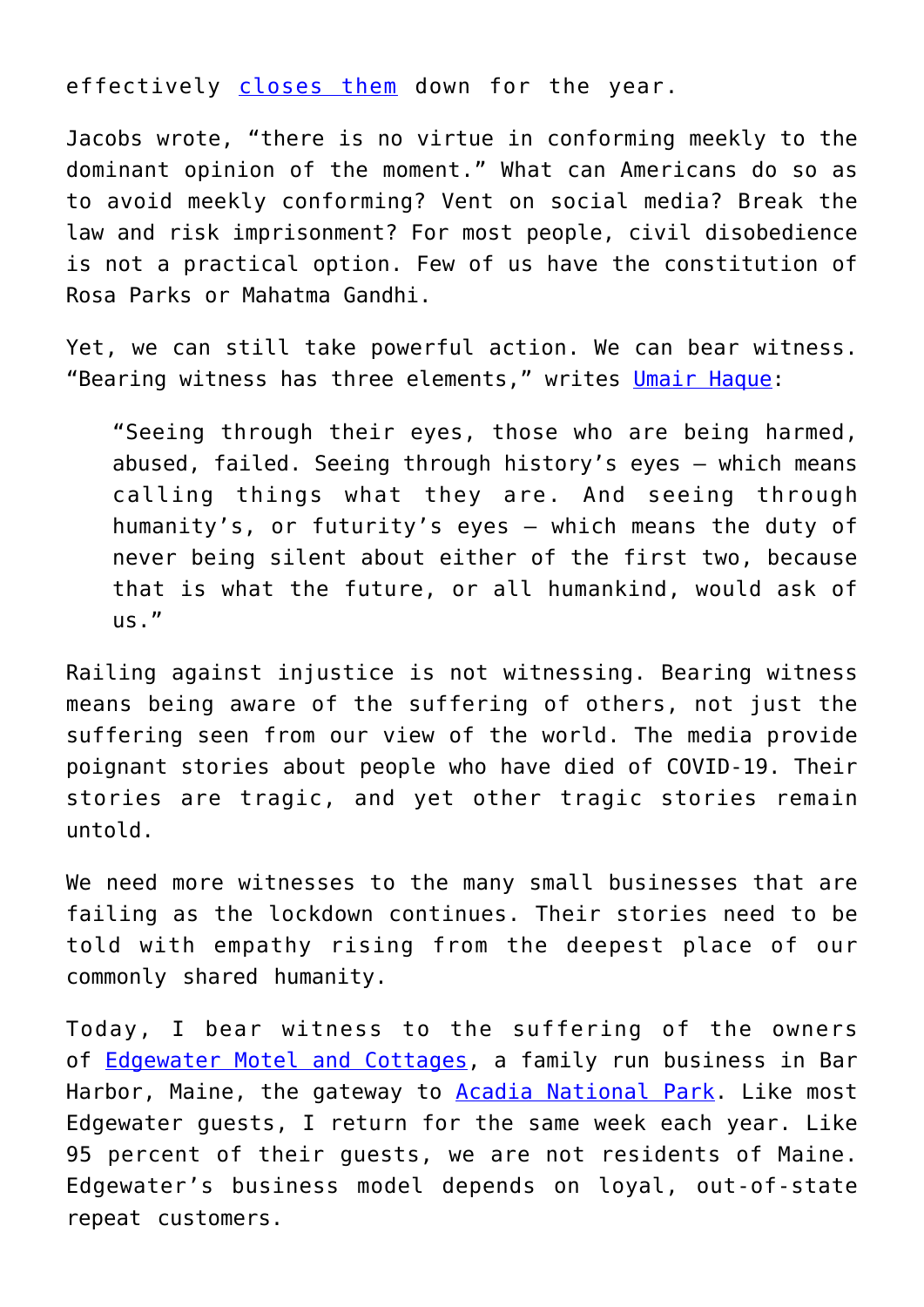effectively [closes them]() down for the year.

Jacobs wrote, "there is no virtue in conforming meekly to the dominant opinion of the moment." What can Americans do so as to avoid meekly conforming? Vent on social media? Break the law and risk imprisonment? For most people, civil disobedience is not a practical option. Few of us have the constitution of Rosa Parks or Mahatma Gandhi.

Yet, we can still take powerful action. We can bear witness. "Bearing witness has three elements," writes [Umair Haque]():

> "Seeing through their eyes, those who are being harmed, abused, failed. Seeing through history's eyes — which means calling things what they are. And seeing through humanity's, or futurity's eyes — which means the duty of never being silent about either of the first two, because that is what the future, or all humankind, would ask of us."

Railing against injustice is not witnessing. Bearing witness means being aware of the suffering of others, not just the suffering seen from our view of the world. The media provide poignant stories about people who have died of COVID-19. Their stories are tragic, and yet other tragic stories remain untold.

We need more witnesses to the many small businesses that are failing as the lockdown continues. Their stories need to be told with empathy rising from the deepest place of our commonly shared humanity.

Today, I bear witness to the suffering of the owners of [Edgewater Motel and Cottages](), a family run business in Bar Harbor, Maine, the gateway to [Acadia National Park](). Like most Edgewater guests, I return for the same week each year. Like 95 percent of their guests, we are not residents of Maine. Edgewater's business model depends on loyal, out-of-state repeat customers.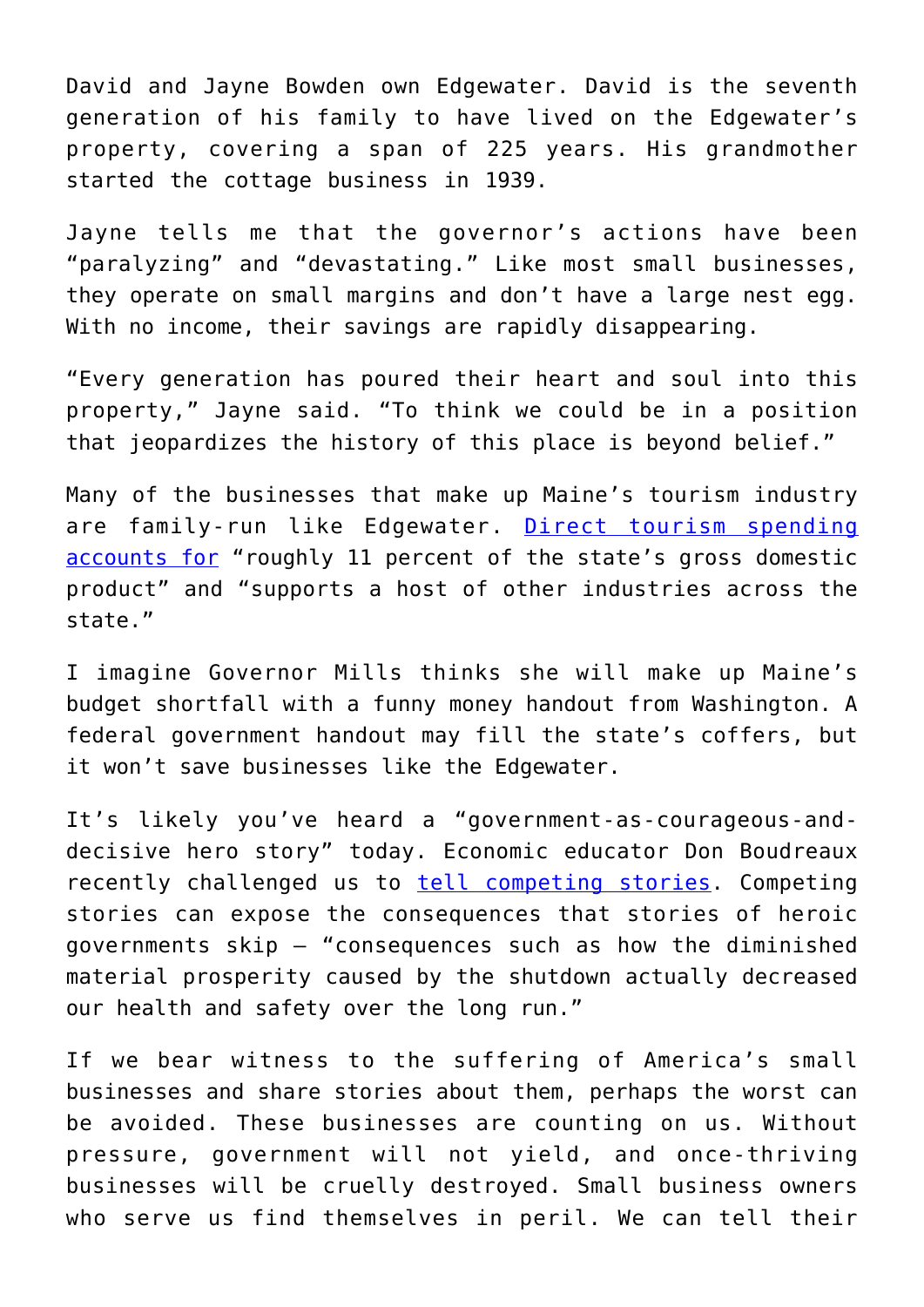David and Jayne Bowden own Edgewater. David is the seventh generation of his family to have lived on the Edgewater's property, covering a span of 225 years. His grandmother started the cottage business in 1939.

Jayne tells me that the governor's actions have been "paralyzing" and "devastating." Like most small businesses, they operate on small margins and don't have a large nest egg. With no income, their savings are rapidly disappearing.

"Every generation has poured their heart and soul into this property," Jayne said. "To think we could be in a position that jeopardizes the history of this place is beyond belief."

Many of the businesses that make up Maine's tourism industry are family-run like Edgewater. [Direct tourism spending accounts for]() "roughly 11 percent of the state's gross domestic product" and "supports a host of other industries across the state."

I imagine Governor Mills thinks she will make up Maine's budget shortfall with a funny money handout from Washington. A federal government handout may fill the state's coffers, but it won't save businesses like the Edgewater.

It's likely you've heard a "government-as-courageous-and-decisive hero story" today. Economic educator Don Boudreaux recently challenged us to [tell competing stories](). Competing stories can expose the consequences that stories of heroic governments skip – "consequences such as how the diminished material prosperity caused by the shutdown actually decreased our health and safety over the long run."

If we bear witness to the suffering of America's small businesses and share stories about them, perhaps the worst can be avoided. These businesses are counting on us. Without pressure, government will not yield, and once-thriving businesses will be cruelly destroyed. Small business owners who serve us find themselves in peril. We can tell their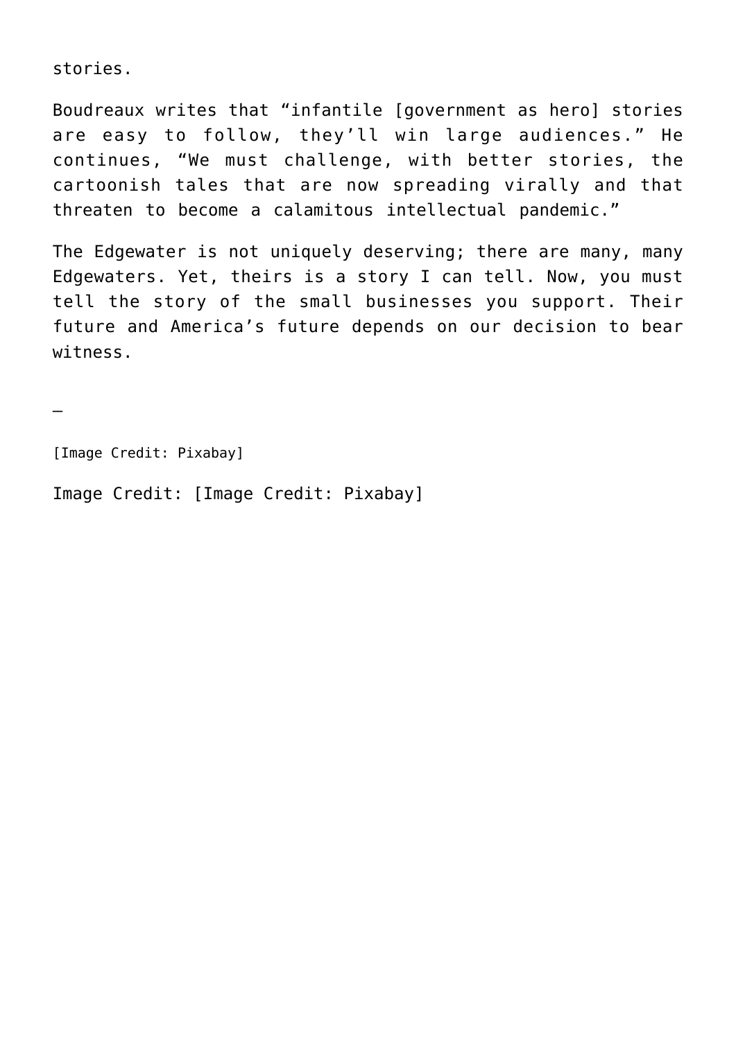stories.

Boudreaux writes that “infantile [government as hero] stories are easy to follow, they’ll win large audiences.” He continues, “We must challenge, with better stories, the cartoonish tales that are now spreading virally and that threaten to become a calamitous intellectual pandemic.”

The Edgewater is not uniquely deserving; there are many, many Edgewaters. Yet, theirs is a story I can tell. Now, you must tell the story of the small businesses you support. Their future and America’s future depends on our decision to bear witness.

—

[Image Credit: Pixabay]

Image Credit: [Image Credit: Pixabay]